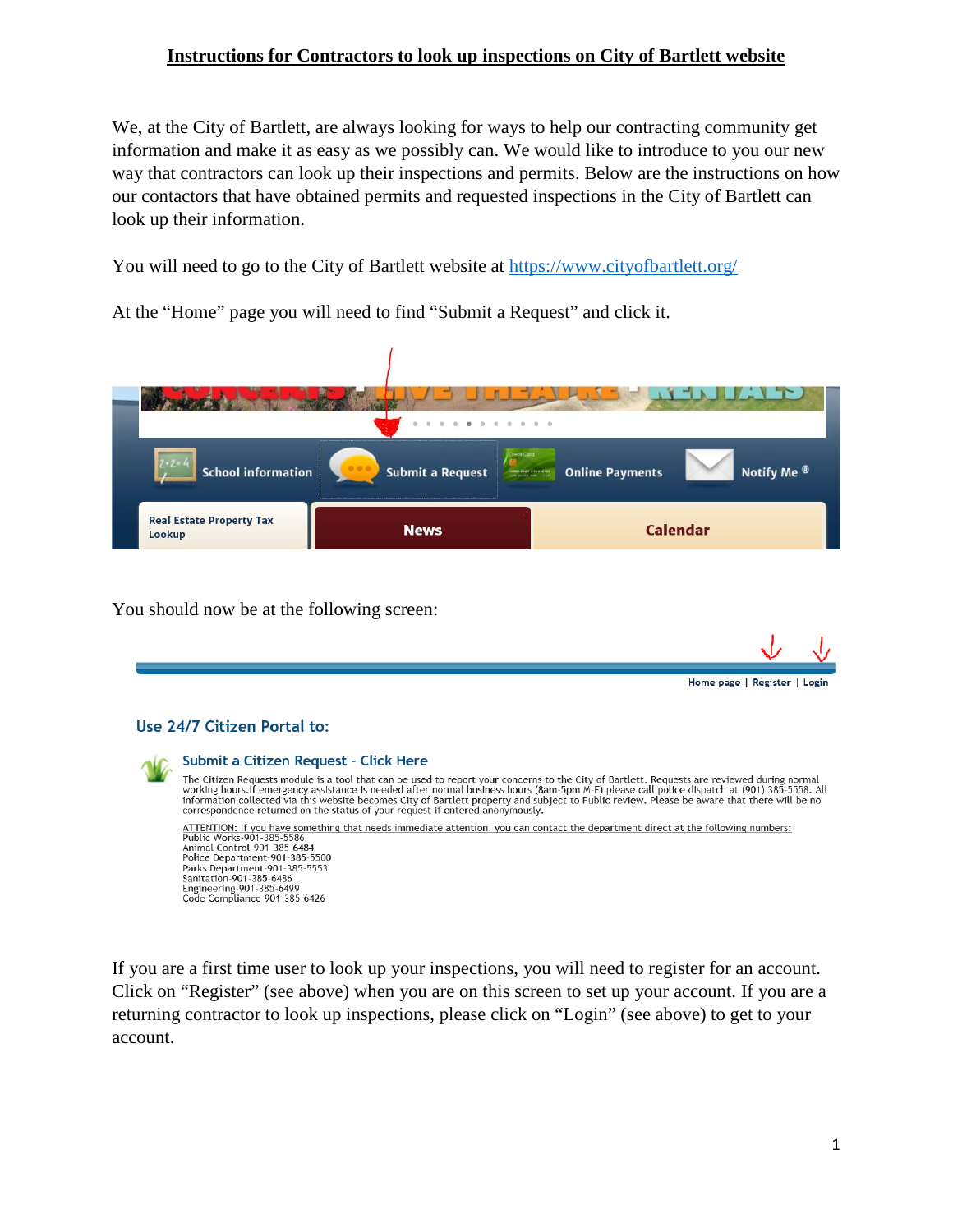# Instructions for Contractors to look up inspections on City of Bartlett website

We, at the City of Bartlett, are always looking for ways to help our contracting community get information and make it as easy as we possibly can. We would like to introduce to you our new way that contractors can look up their inspections and permits. Below are the instructions on how our contactors that have obtained permits and requested inspections in the City of Bartlett can look up their information.

You will need to go to the City of Bartlett website at [https://www.cityofbartlett.org/](https://www.cityofbartlett.org/)

At the "Home" page you will need to find "Submit a Request" and click it.

School information | Submit a Request | Online Payments | Notify Me ®

Real Estate Property Tax Lookup | News | Calendar

You should now be at the following screen:

Home page | Register | Login

Use 24/7 Citizen Portal to:

Submit a Citizen Request - Click Here

The Citizen Requests module is a tool that can be used to report your concerns to the City of Bartlett. Requests are reviewed during normal working hours.If emergency assistance is needed after normal business hours (8am-5pm M-F) please call police dispatch at (901) 385-5558. All information collected via this website becomes City of Bartlett property and subject to Public review. Please be aware that there will be no correspondence returned on the status of your request if entered anonymously.

ATTENTION: If you have something that needs immediate attention, you can contact the department direct at the following numbers:
Public Works-901-385-5586
Animal Control-901-385-6484
Police Department-901-385-5500
Parks Department-901-385-5553
Sanitation-901-385-6486
Engineering-901-385-6499
Code Compliance-901-385-6426

If you are a first time user to look up your inspections, you will need to register for an account. Click on "Register" (see above) when you are on this screen to set up your account. If you are a returning contractor to look up inspections, please click on "Login" (see above) to get to your account.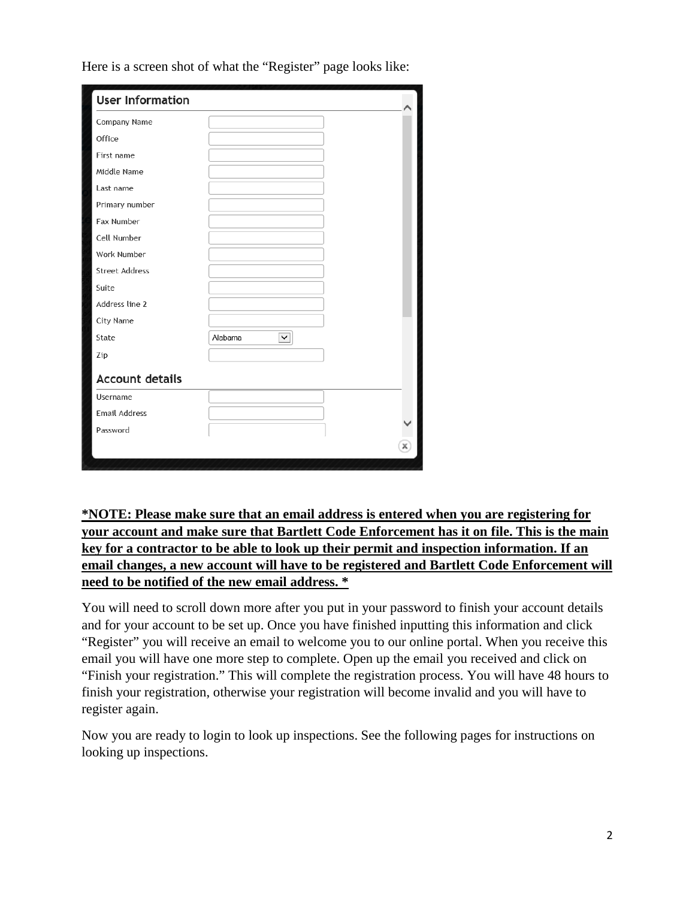Here is a screen shot of what the "Register" page looks like:

**User Information**

| Field | Value |
|---|---|
| Company Name | |
| Office | |
| First name | |
| Middle Name | |
| Last name | |
| Primary number | |
| Fax Number | |
| Cell Number | |
| Work Number | |
| Street Address | |
| Suite | |
| Address line 2 | |
| City Name | |
| State | Alabama |
| Zip | |

**Account details**

| Field | Value |
|---|---|
| Username | |
| Email Address | |
| Password | |

***NOTE: Please make sure that an email address is entered when you are registering for your account and make sure that Bartlett Code Enforcement has it on file. This is the main key for a contractor to be able to look up their permit and inspection information. If an email changes, a new account will have to be registered and Bartlett Code Enforcement will need to be notified of the new email address. ***

You will need to scroll down more after you put in your password to finish your account details and for your account to be set up. Once you have finished inputting this information and click "Register" you will receive an email to welcome you to our online portal. When you receive this email you will have one more step to complete. Open up the email you received and click on "Finish your registration." This will complete the registration process. You will have 48 hours to finish your registration, otherwise your registration will become invalid and you will have to register again.

Now you are ready to login to look up inspections. See the following pages for instructions on looking up inspections.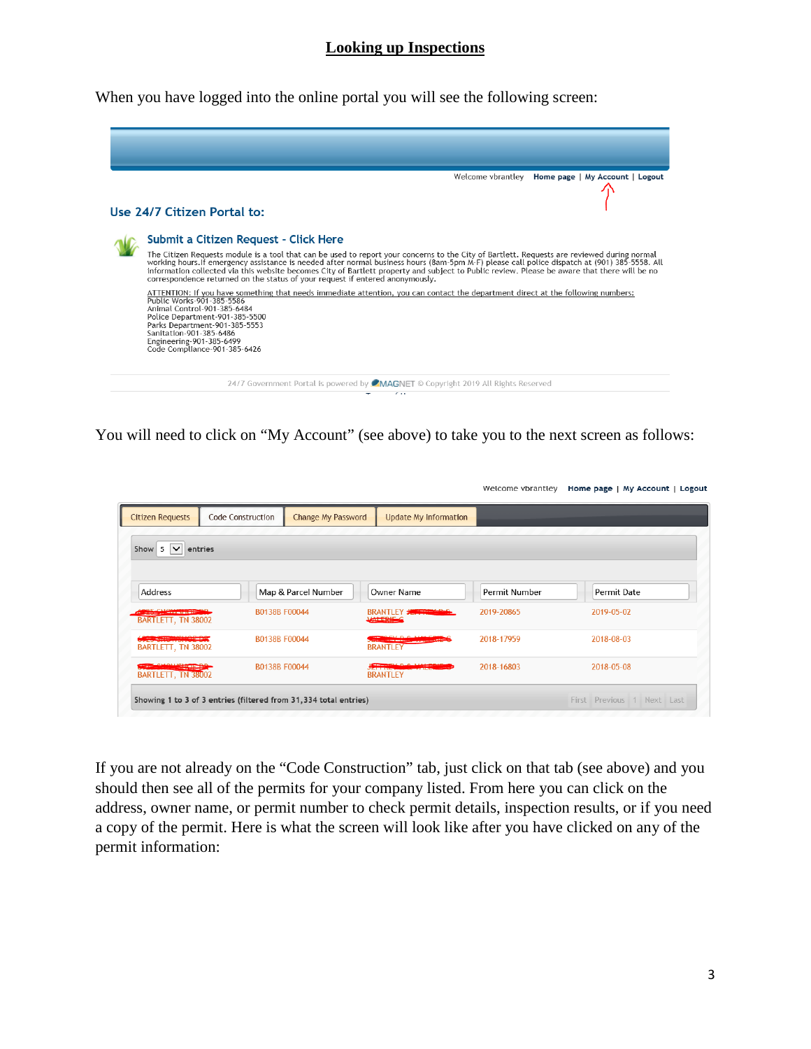## Looking up Inspections

When you have logged into the online portal you will see the following screen:

Welcome vbrantley   Home page | My Account | Logout

**Use 24/7 Citizen Portal to:**

**Submit a Citizen Request - Click Here**

The Citizen Requests module is a tool that can be used to report your concerns to the City of Bartlett. Requests are reviewed during normal working hours.If emergency assistance is needed after normal business hours (8am-5pm M-F) please call police dispatch at (901) 385-5558. All information collected via this website becomes City of Bartlett property and subject to Public review. Please be aware that there will be no correspondence returned on the status of your request if entered anonymously.

ATTENTION: If you have something that needs immediate attention, you can contact the department direct at the following numbers:
Public Works-901-385-5586
Animal Control-901-385-6484
Police Department-901-385-5500
Parks Department-901-385-5553
Sanitation-901-385-6486
Engineering-901-385-6499
Code Compliance-901-385-6426

24/7 Government Portal is powered by MAGNET © Copyright 2019 All Rights Reserved

You will need to click on "My Account" (see above) to take you to the next screen as follows:

Welcome vbrantley   Home page | My Account | Logout

Citizen Requests | Code Construction | Change My Password | Update My Information

Show 5 entries

| Address | Map & Parcel Number | Owner Name | Permit Number | Permit Date |
|---|---|---|---|---|
| BARTLETT, TN 38002 | B0138B F00044 | BRANTLEY | 2019-20865 | 2019-05-02 |
| BARTLETT, TN 38002 | B0138B F00044 | BRANTLEY | 2018-17959 | 2018-08-03 |
| BARTLETT, TN 38002 | B0138B F00044 | BRANTLEY | 2018-16803 | 2018-05-08 |

Showing 1 to 3 of 3 entries (filtered from 31,334 total entries)   First Previous 1 Next Last

If you are not already on the "Code Construction" tab, just click on that tab (see above) and you should then see all of the permits for your company listed. From here you can click on the address, owner name, or permit number to check permit details, inspection results, or if you need a copy of the permit. Here is what the screen will look like after you have clicked on any of the permit information: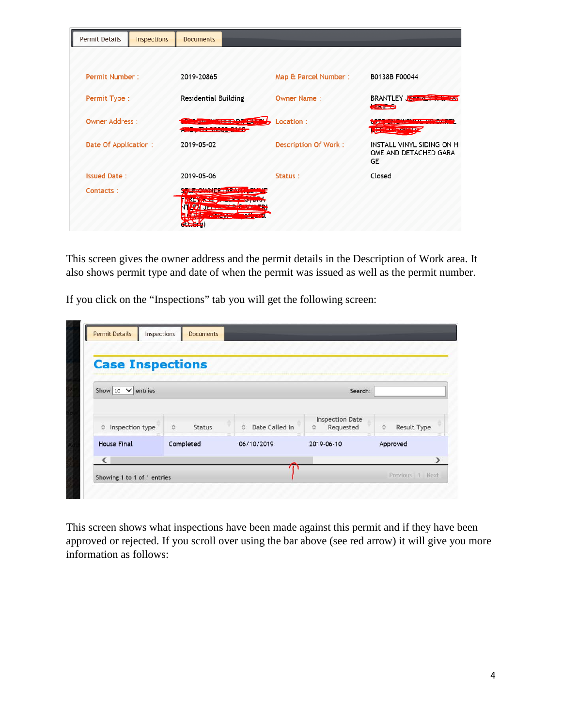| Permit Details | Inspections | Documents | |
|---|---|---|---|
| Permit Number : | 2019-20865 | Map & Parcel Number : | B01388 F00044 |
| Permit Type : | Residential Building | Owner Name : | BRANTLEY |
| Owner Address : | | Location : | |
| Date Of Application : | 2019-05-02 | Description Of Work : | INSTALL VINYL SIDING ON HOME AND DETACHED GARAGE |
| Issued Date : | 2019-05-06 | Status : | Closed |
| Contacts : | | | |

This screen gives the owner address and the permit details in the Description of Work area. It also shows permit type and date of when the permit was issued as well as the permit number.

If you click on the "Inspections" tab you will get the following screen:

**Case Inspections**

Show 10 entries Search:

| Inspection type | Status | Date Called In | Inspection Date Requested | Result Type |
|---|---|---|---|---|
| House Final | Completed | 06/10/2019 | 2019-06-10 | Approved |

Showing 1 to 1 of 1 entries Previous 1 Next

This screen shows what inspections have been made against this permit and if they have been approved or rejected. If you scroll over using the bar above (see red arrow) it will give you more information as follows: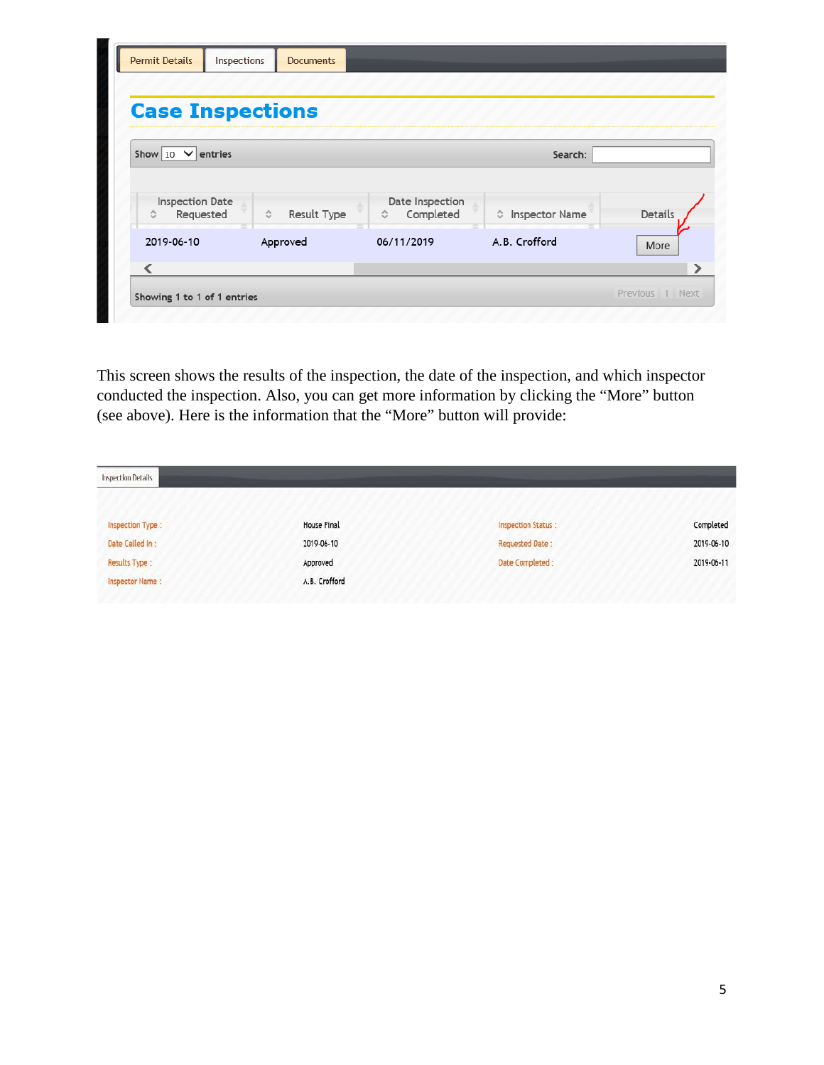Permit Details | Inspections | Documents

## Case Inspections

Show 10 entries — Search:

| Inspection Date Requested | Result Type | Date Inspection Completed | Inspector Name | Details |
| --- | --- | --- | --- | --- |
| 2019-06-10 | Approved | 06/11/2019 | A.B. Crofford | More |

Showing 1 to 1 of 1 entries — Previous 1 Next

This screen shows the results of the inspection, the date of the inspection, and which inspector conducted the inspection. Also, you can get more information by clicking the "More" button (see above). Here is the information that the "More" button will provide:

Inspection Details

| | | | |
| --- | --- | --- | --- |
| Inspection Type : | House Final | Inspection Status : | Completed |
| Date Called In : | 2019-06-10 | Requested Date : | 2019-06-10 |
| Results Type : | Approved | Date Completed : | 2019-06-11 |
| Inspector Name : | A.B. Crofford | | |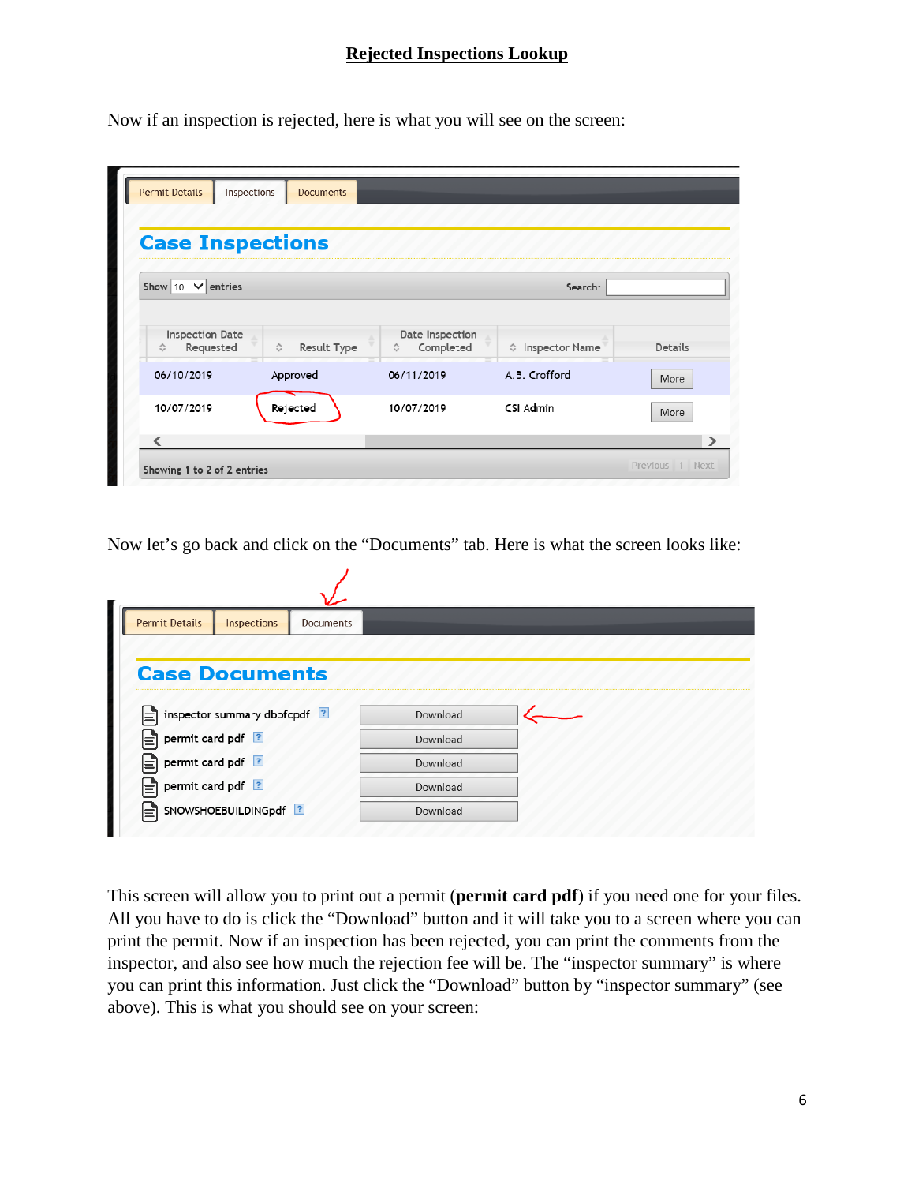## Rejected Inspections Lookup

Now if an inspection is rejected, here is what you will see on the screen:

Permit Details | Inspections | Documents

### Case Inspections

Show 10 entries    Search:

| Inspection Date Requested | Result Type | Date Inspection Completed | Inspector Name | Details |
|---|---|---|---|---|
| 06/10/2019 | Approved | 06/11/2019 | A.B. Crofford | More |
| 10/07/2019 | Rejected | 10/07/2019 | CSI Admin | More |

Showing 1 to 2 of 2 entries    Previous 1 Next

Now let's go back and click on the "Documents" tab. Here is what the screen looks like:

Permit Details | Inspections | Documents

### Case Documents

| Document | |
|---|---|
| inspector summary dbbfcpdf | Download |
| permit card pdf | Download |
| permit card pdf | Download |
| permit card pdf | Download |
| SNOWSHOEBUILDINGpdf | Download |

This screen will allow you to print out a permit (**permit card pdf**) if you need one for your files. All you have to do is click the "Download" button and it will take you to a screen where you can print the permit. Now if an inspection has been rejected, you can print the comments from the inspector, and also see how much the rejection fee will be. The "inspector summary" is where you can print this information. Just click the "Download" button by "inspector summary" (see above). This is what you should see on your screen: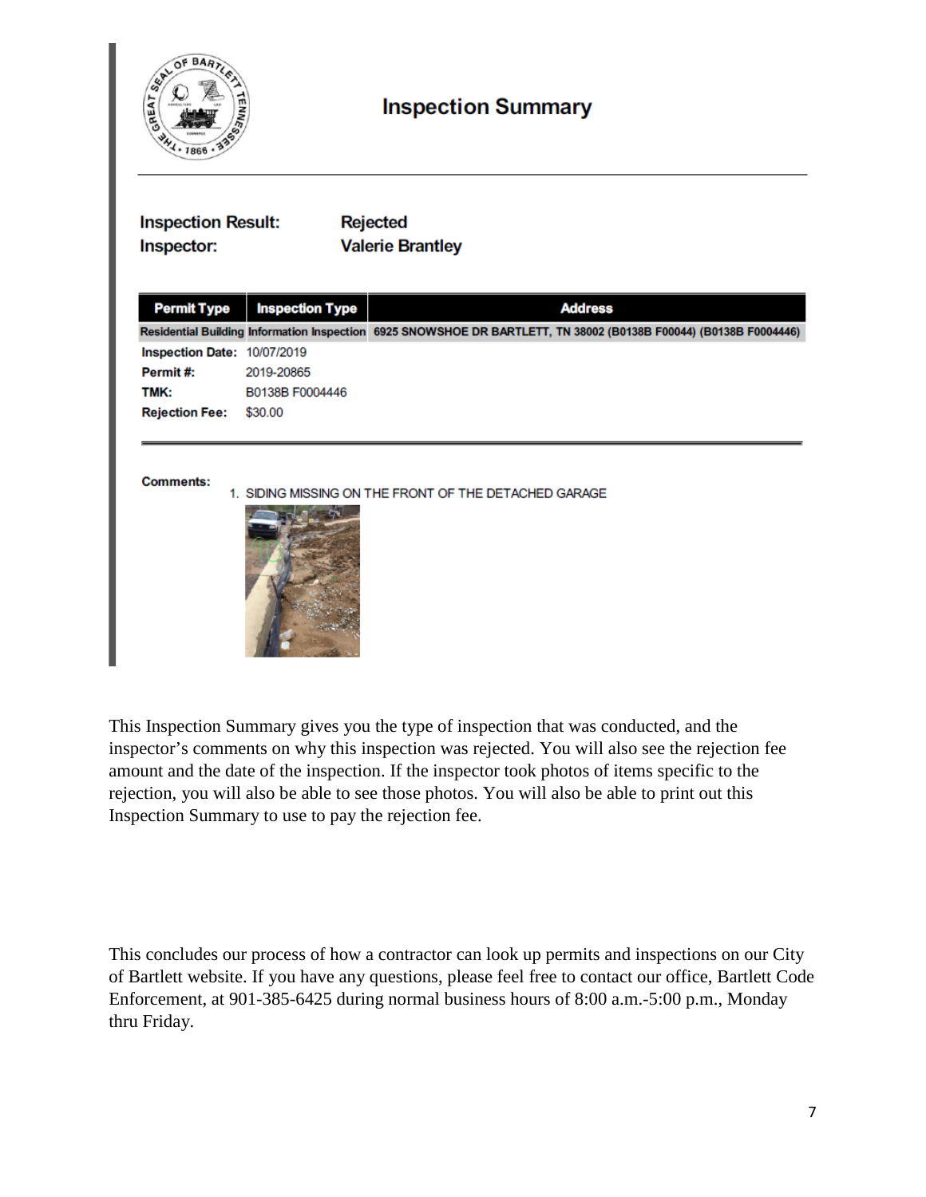# Inspection Summary

**Inspection Result:** Rejected
**Inspector:** Valerie Brantley

| Permit Type | Inspection Type | Address |
|---|---|---|
| Residential Building | Information Inspection | 6925 SNOWSHOE DR BARTLETT, TN 38002 (B0138B F00044) (B0138B F0004446) |

| | |
|---|---|
| **Inspection Date:** | 10/07/2019 |
| **Permit #:** | 2019-20865 |
| **TMK:** | B0138B F0004446 |
| **Rejection Fee:** | $30.00 |

**Comments:**

1. SIDING MISSING ON THE FRONT OF THE DETACHED GARAGE

This Inspection Summary gives you the type of inspection that was conducted, and the inspector's comments on why this inspection was rejected. You will also see the rejection fee amount and the date of the inspection. If the inspector took photos of items specific to the rejection, you will also be able to see those photos. You will also be able to print out this Inspection Summary to use to pay the rejection fee.

This concludes our process of how a contractor can look up permits and inspections on our City of Bartlett website. If you have any questions, please feel free to contact our office, Bartlett Code Enforcement, at 901-385-6425 during normal business hours of 8:00 a.m.-5:00 p.m., Monday thru Friday.